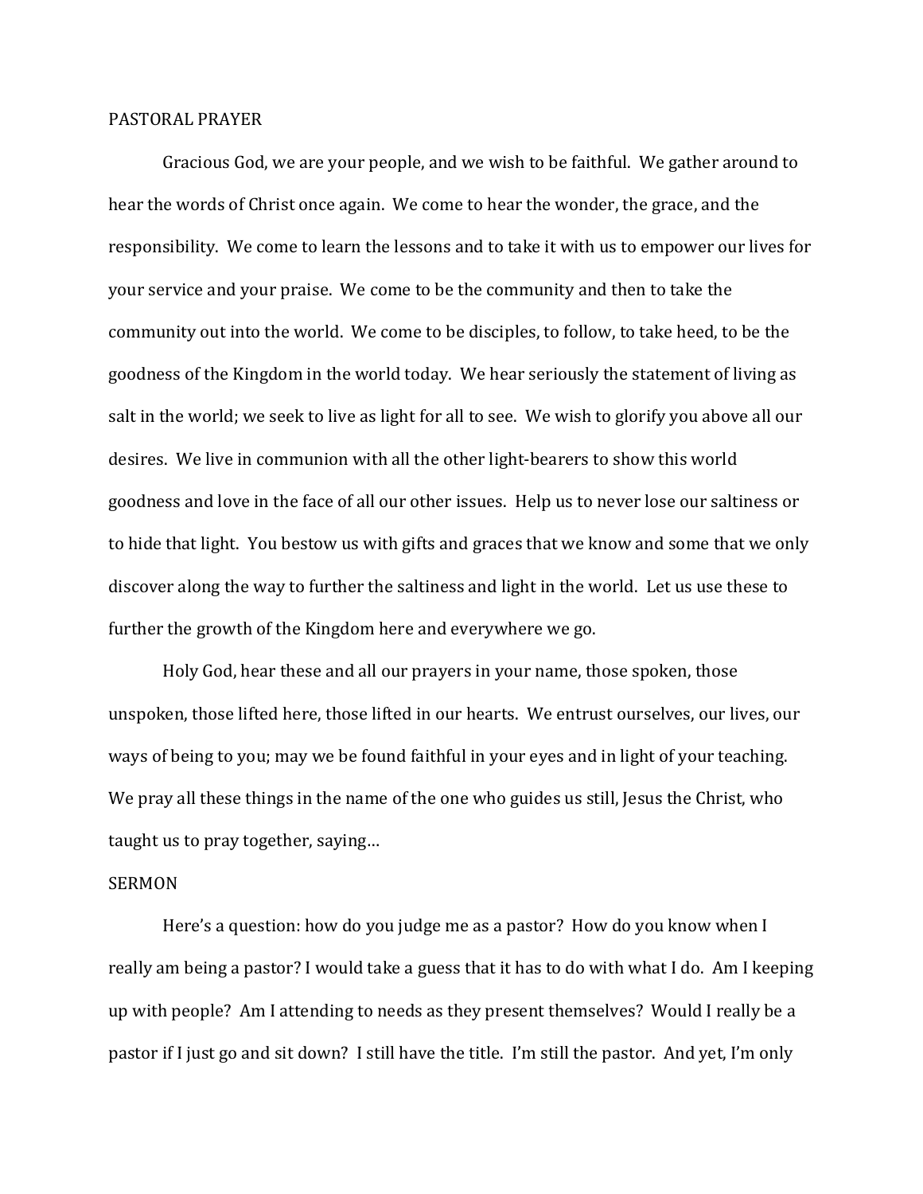## PASTORAL PRAYER

Gracious God, we are your people, and we wish to be faithful. We gather around to hear the words of Christ once again. We come to hear the wonder, the grace, and the responsibility. We come to learn the lessons and to take it with us to empower our lives for your service and your praise. We come to be the community and then to take the community out into the world. We come to be disciples, to follow, to take heed, to be the goodness of the Kingdom in the world today. We hear seriously the statement of living as salt in the world; we seek to live as light for all to see. We wish to glorify you above all our desires. We live in communion with all the other light-bearers to show this world goodness and love in the face of all our other issues. Help us to never lose our saltiness or to hide that light. You bestow us with gifts and graces that we know and some that we only discover along the way to further the saltiness and light in the world. Let us use these to further the growth of the Kingdom here and everywhere we go.

Holy God, hear these and all our prayers in your name, those spoken, those unspoken, those lifted here, those lifted in our hearts. We entrust ourselves, our lives, our ways of being to you; may we be found faithful in your eyes and in light of your teaching. We pray all these things in the name of the one who guides us still, Jesus the Christ, who taught us to pray together, saying…

## SERMON

Here's a question: how do you judge me as a pastor? How do you know when I really am being a pastor? I would take a guess that it has to do with what I do. Am I keeping up with people? Am I attending to needs as they present themselves? Would I really be a pastor if I just go and sit down? I still have the title. I'm still the pastor. And yet, I'm only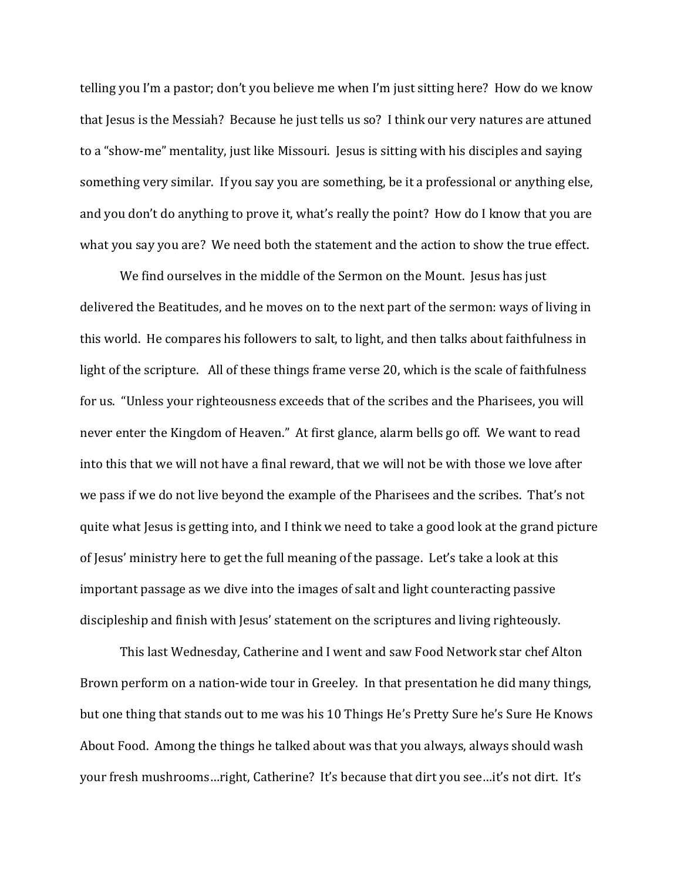telling you I'm a pastor; don't you believe me when I'm just sitting here? How do we know that Jesus is the Messiah? Because he just tells us so? I think our very natures are attuned to a "show-me" mentality, just like Missouri. Jesus is sitting with his disciples and saying something very similar. If you say you are something, be it a professional or anything else, and you don't do anything to prove it, what's really the point? How do I know that you are what you say you are? We need both the statement and the action to show the true effect.

We find ourselves in the middle of the Sermon on the Mount. Jesus has just delivered the Beatitudes, and he moves on to the next part of the sermon: ways of living in this world. He compares his followers to salt, to light, and then talks about faithfulness in light of the scripture. All of these things frame verse 20, which is the scale of faithfulness for us. "Unless your righteousness exceeds that of the scribes and the Pharisees, you will never enter the Kingdom of Heaven." At first glance, alarm bells go off. We want to read into this that we will not have a final reward, that we will not be with those we love after we pass if we do not live beyond the example of the Pharisees and the scribes. That's not quite what Jesus is getting into, and I think we need to take a good look at the grand picture of Jesus' ministry here to get the full meaning of the passage. Let's take a look at this important passage as we dive into the images of salt and light counteracting passive discipleship and finish with Jesus' statement on the scriptures and living righteously.

This last Wednesday, Catherine and I went and saw Food Network star chef Alton Brown perform on a nation-wide tour in Greeley. In that presentation he did many things, but one thing that stands out to me was his 10 Things He's Pretty Sure he's Sure He Knows About Food. Among the things he talked about was that you always, always should wash your fresh mushrooms…right, Catherine? It's because that dirt you see…it's not dirt. It's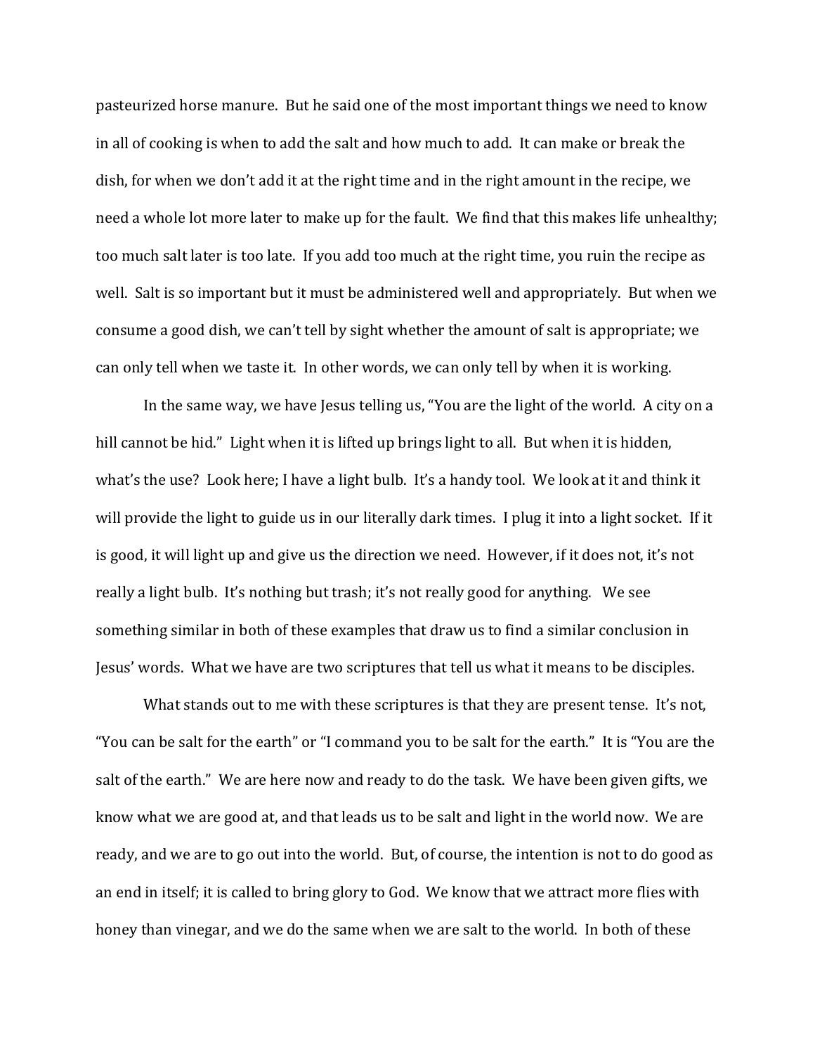pasteurized horse manure. But he said one of the most important things we need to know in all of cooking is when to add the salt and how much to add. It can make or break the dish, for when we don't add it at the right time and in the right amount in the recipe, we need a whole lot more later to make up for the fault. We find that this makes life unhealthy; too much salt later is too late. If you add too much at the right time, you ruin the recipe as well. Salt is so important but it must be administered well and appropriately. But when we consume a good dish, we can't tell by sight whether the amount of salt is appropriate; we can only tell when we taste it. In other words, we can only tell by when it is working.

In the same way, we have Jesus telling us, "You are the light of the world. A city on a hill cannot be hid." Light when it is lifted up brings light to all. But when it is hidden, what's the use? Look here; I have a light bulb. It's a handy tool. We look at it and think it will provide the light to guide us in our literally dark times. I plug it into a light socket. If it is good, it will light up and give us the direction we need. However, if it does not, it's not really a light bulb. It's nothing but trash; it's not really good for anything. We see something similar in both of these examples that draw us to find a similar conclusion in Jesus' words. What we have are two scriptures that tell us what it means to be disciples.

What stands out to me with these scriptures is that they are present tense. It's not, "You can be salt for the earth" or "I command you to be salt for the earth." It is "You are the salt of the earth." We are here now and ready to do the task. We have been given gifts, we know what we are good at, and that leads us to be salt and light in the world now. We are ready, and we are to go out into the world. But, of course, the intention is not to do good as an end in itself; it is called to bring glory to God. We know that we attract more flies with honey than vinegar, and we do the same when we are salt to the world. In both of these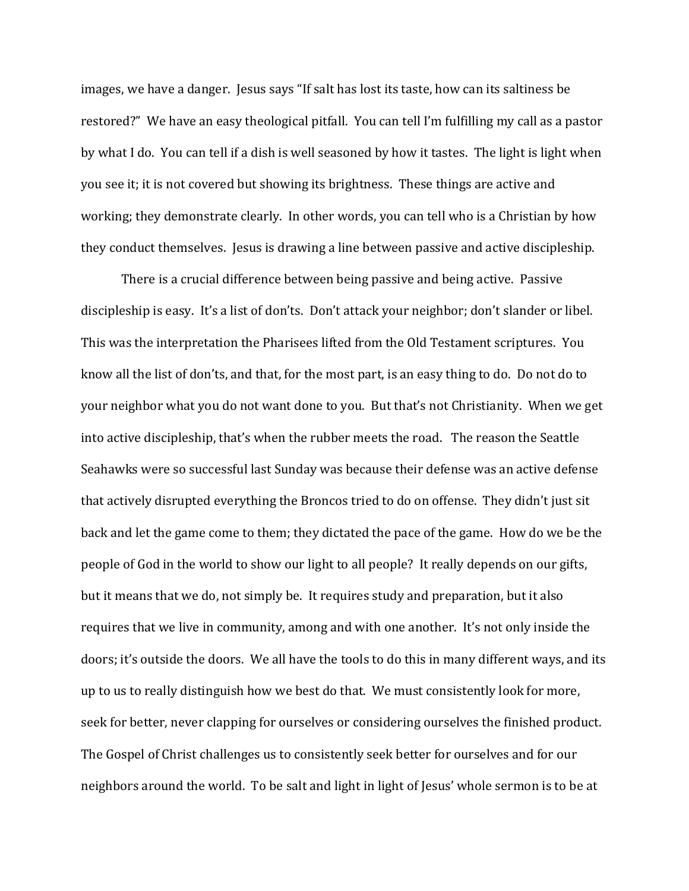images, we have a danger. Jesus says "If salt has lost its taste, how can its saltiness be restored?" We have an easy theological pitfall. You can tell I'm fulfilling my call as a pastor by what I do. You can tell if a dish is well seasoned by how it tastes. The light is light when you see it; it is not covered but showing its brightness. These things are active and working; they demonstrate clearly. In other words, you can tell who is a Christian by how they conduct themselves. Jesus is drawing a line between passive and active discipleship.

There is a crucial difference between being passive and being active. Passive discipleship is easy. It's a list of don'ts. Don't attack your neighbor; don't slander or libel. This was the interpretation the Pharisees lifted from the Old Testament scriptures. You know all the list of don'ts, and that, for the most part, is an easy thing to do. Do not do to your neighbor what you do not want done to you. But that's not Christianity. When we get into active discipleship, that's when the rubber meets the road. The reason the Seattle Seahawks were so successful last Sunday was because their defense was an active defense that actively disrupted everything the Broncos tried to do on offense. They didn't just sit back and let the game come to them; they dictated the pace of the game. How do we be the people of God in the world to show our light to all people? It really depends on our gifts, but it means that we do, not simply be. It requires study and preparation, but it also requires that we live in community, among and with one another. It's not only inside the doors; it's outside the doors. We all have the tools to do this in many different ways, and its up to us to really distinguish how we best do that. We must consistently look for more, seek for better, never clapping for ourselves or considering ourselves the finished product. The Gospel of Christ challenges us to consistently seek better for ourselves and for our neighbors around the world. To be salt and light in light of Jesus' whole sermon is to be at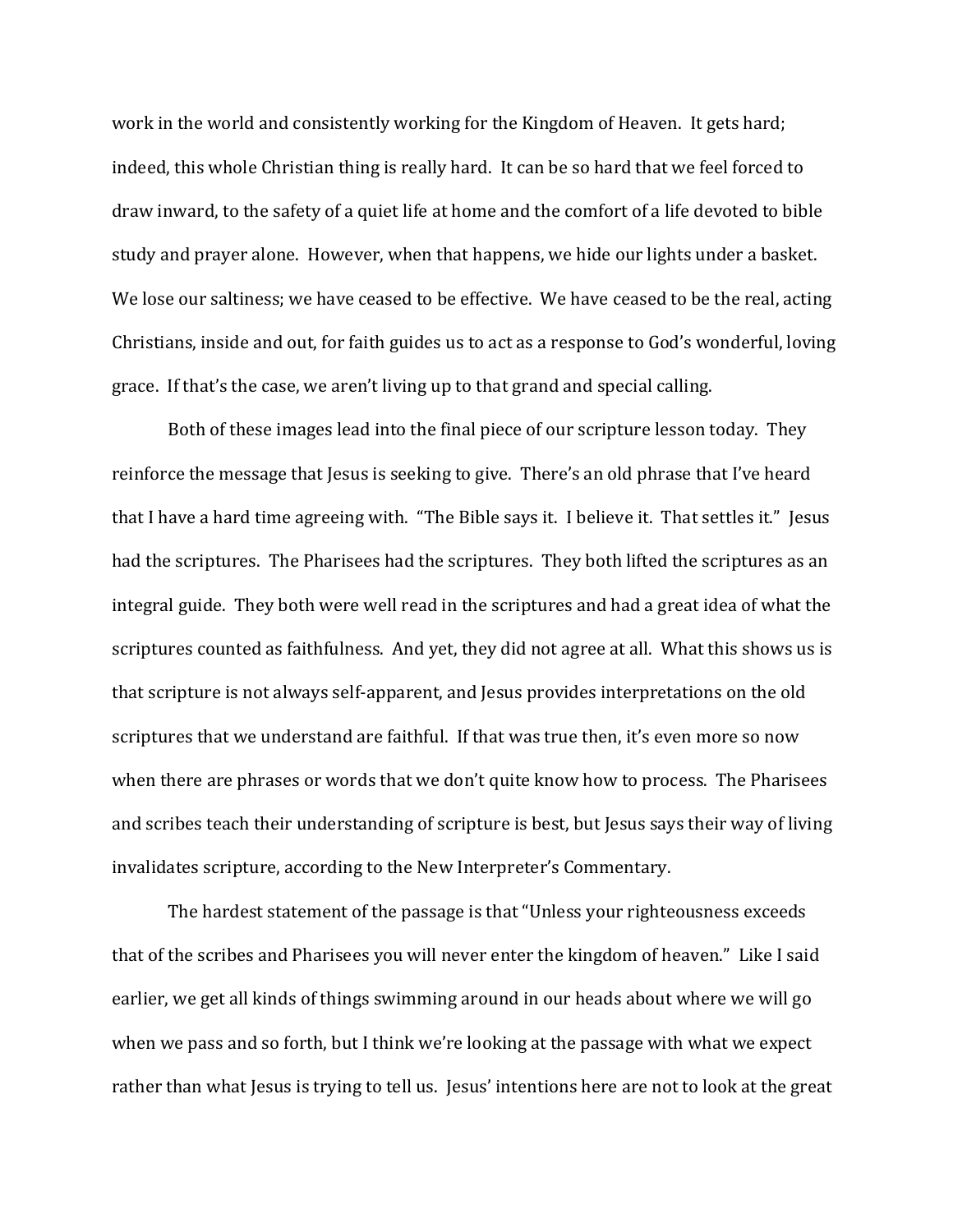work in the world and consistently working for the Kingdom of Heaven. It gets hard; indeed, this whole Christian thing is really hard. It can be so hard that we feel forced to draw inward, to the safety of a quiet life at home and the comfort of a life devoted to bible study and prayer alone. However, when that happens, we hide our lights under a basket. We lose our saltiness; we have ceased to be effective. We have ceased to be the real, acting Christians, inside and out, for faith guides us to act as a response to God's wonderful, loving grace. If that's the case, we aren't living up to that grand and special calling.

Both of these images lead into the final piece of our scripture lesson today. They reinforce the message that Jesus is seeking to give. There's an old phrase that I've heard that I have a hard time agreeing with. "The Bible says it. I believe it. That settles it." Jesus had the scriptures. The Pharisees had the scriptures. They both lifted the scriptures as an integral guide. They both were well read in the scriptures and had a great idea of what the scriptures counted as faithfulness. And yet, they did not agree at all. What this shows us is that scripture is not always self-apparent, and Jesus provides interpretations on the old scriptures that we understand are faithful. If that was true then, it's even more so now when there are phrases or words that we don't quite know how to process. The Pharisees and scribes teach their understanding of scripture is best, but Jesus says their way of living invalidates scripture, according to the New Interpreter's Commentary.

The hardest statement of the passage is that "Unless your righteousness exceeds that of the scribes and Pharisees you will never enter the kingdom of heaven." Like I said earlier, we get all kinds of things swimming around in our heads about where we will go when we pass and so forth, but I think we're looking at the passage with what we expect rather than what Jesus is trying to tell us. Jesus' intentions here are not to look at the great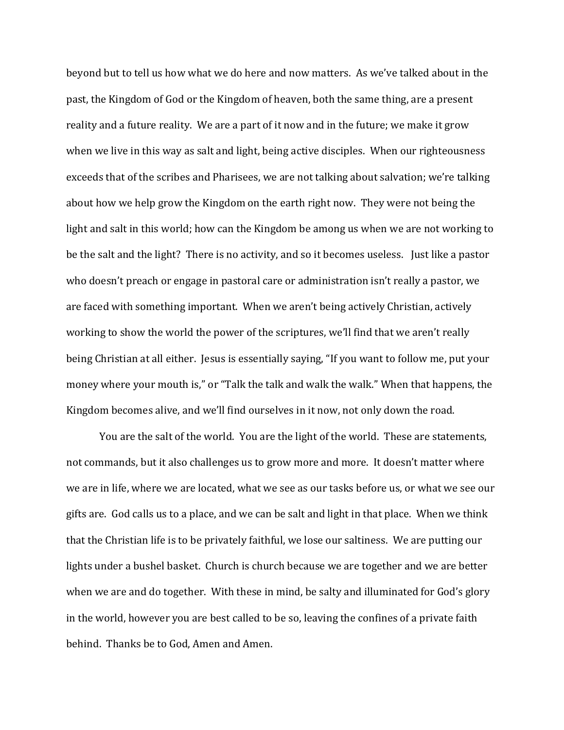beyond but to tell us how what we do here and now matters. As we've talked about in the past, the Kingdom of God or the Kingdom of heaven, both the same thing, are a present reality and a future reality. We are a part of it now and in the future; we make it grow when we live in this way as salt and light, being active disciples. When our righteousness exceeds that of the scribes and Pharisees, we are not talking about salvation; we're talking about how we help grow the Kingdom on the earth right now. They were not being the light and salt in this world; how can the Kingdom be among us when we are not working to be the salt and the light? There is no activity, and so it becomes useless. Just like a pastor who doesn't preach or engage in pastoral care or administration isn't really a pastor, we are faced with something important. When we aren't being actively Christian, actively working to show the world the power of the scriptures, we'll find that we aren't really being Christian at all either. Jesus is essentially saying, "If you want to follow me, put your money where your mouth is," or "Talk the talk and walk the walk." When that happens, the Kingdom becomes alive, and we'll find ourselves in it now, not only down the road.

You are the salt of the world. You are the light of the world. These are statements, not commands, but it also challenges us to grow more and more. It doesn't matter where we are in life, where we are located, what we see as our tasks before us, or what we see our gifts are. God calls us to a place, and we can be salt and light in that place. When we think that the Christian life is to be privately faithful, we lose our saltiness. We are putting our lights under a bushel basket. Church is church because we are together and we are better when we are and do together. With these in mind, be salty and illuminated for God's glory in the world, however you are best called to be so, leaving the confines of a private faith behind. Thanks be to God, Amen and Amen.